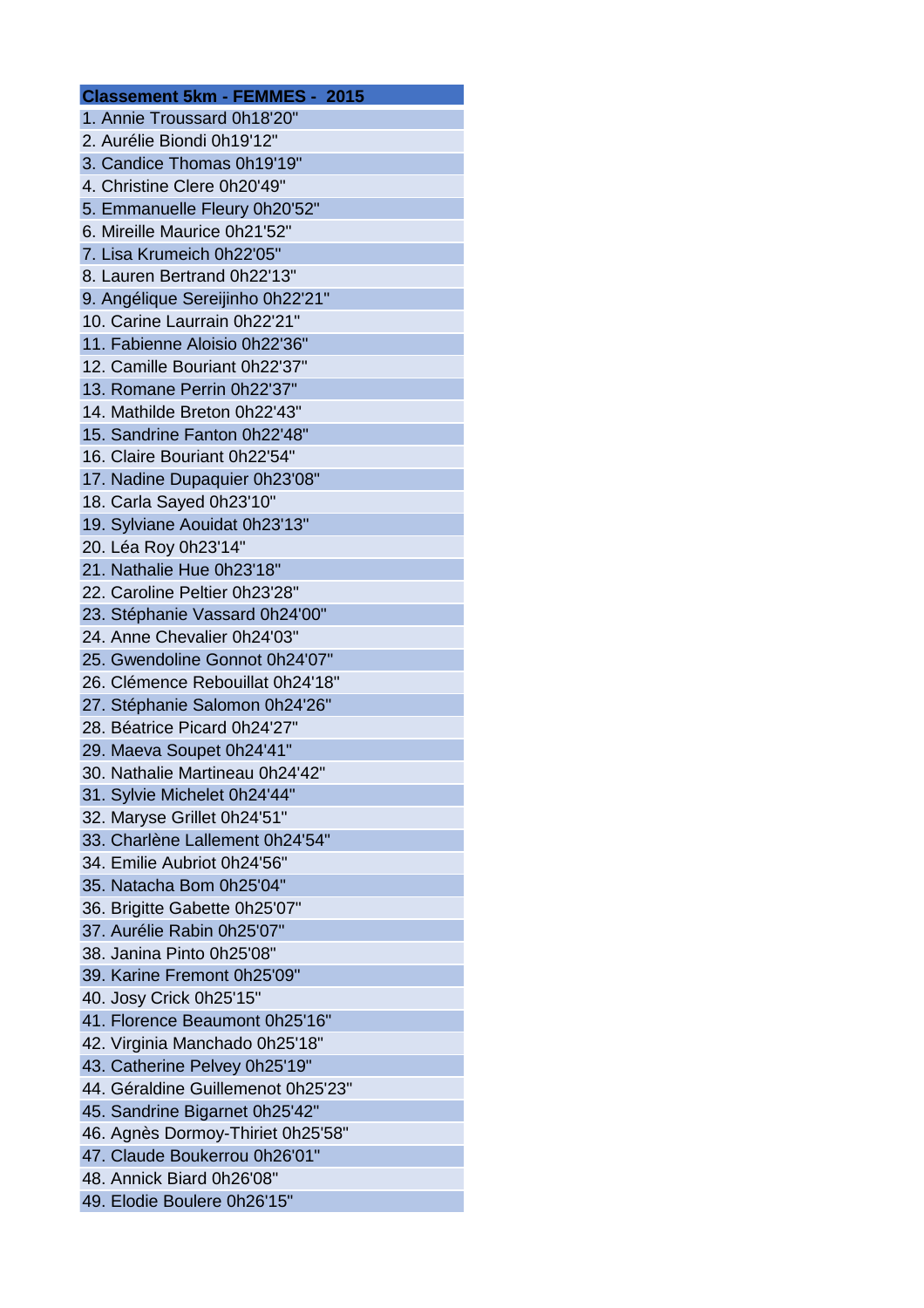| Classement 5km - FEMMES - 2015 |
| --- |
| 1. Annie Troussard 0h18'20" |
| 2. Aurélie Biondi 0h19'12" |
| 3. Candice Thomas 0h19'19" |
| 4. Christine Clere 0h20'49" |
| 5. Emmanuelle Fleury 0h20'52" |
| 6. Mireille Maurice 0h21'52" |
| 7. Lisa Krumeich 0h22'05" |
| 8. Lauren Bertrand 0h22'13" |
| 9. Angélique Sereijinho 0h22'21" |
| 10. Carine Laurrain 0h22'21" |
| 11. Fabienne Aloisio 0h22'36" |
| 12. Camille Bouriant 0h22'37" |
| 13. Romane Perrin 0h22'37" |
| 14. Mathilde Breton 0h22'43" |
| 15. Sandrine Fanton 0h22'48" |
| 16. Claire Bouriant 0h22'54" |
| 17. Nadine Dupaquier 0h23'08" |
| 18. Carla Sayed 0h23'10" |
| 19. Sylviane Aouidat 0h23'13" |
| 20. Léa Roy 0h23'14" |
| 21. Nathalie Hue 0h23'18" |
| 22. Caroline Peltier 0h23'28" |
| 23. Stéphanie Vassard 0h24'00" |
| 24. Anne Chevalier 0h24'03" |
| 25. Gwendoline Gonnot 0h24'07" |
| 26. Clémence Rebouillat 0h24'18" |
| 27. Stéphanie Salomon 0h24'26" |
| 28. Béatrice Picard 0h24'27" |
| 29. Maeva Soupet 0h24'41" |
| 30. Nathalie Martineau 0h24'42" |
| 31. Sylvie Michelet 0h24'44" |
| 32. Maryse Grillet 0h24'51" |
| 33. Charlène Lallement 0h24'54" |
| 34. Emilie Aubriot 0h24'56" |
| 35. Natacha Bom 0h25'04" |
| 36. Brigitte Gabette 0h25'07" |
| 37. Aurélie Rabin 0h25'07" |
| 38. Janina Pinto 0h25'08" |
| 39. Karine Fremont 0h25'09" |
| 40. Josy Crick 0h25'15" |
| 41. Florence Beaumont 0h25'16" |
| 42. Virginia Manchado 0h25'18" |
| 43. Catherine Pelvey 0h25'19" |
| 44. Géraldine Guillemenot 0h25'23" |
| 45. Sandrine Bigarnet 0h25'42" |
| 46. Agnès Dormoy-Thiriet 0h25'58" |
| 47. Claude Boukerrou 0h26'01" |
| 48. Annick Biard 0h26'08" |
| 49. Elodie Boulere 0h26'15" |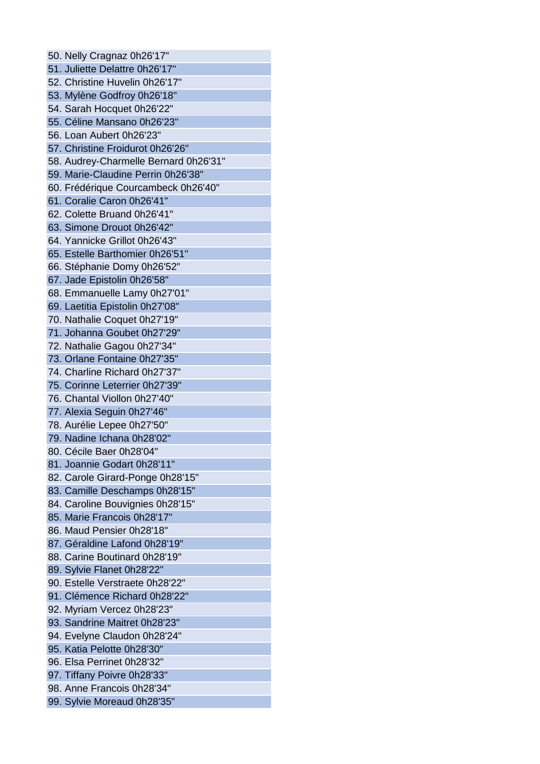50. Nelly Cragnaz 0h26'17"
51. Juliette Delattre 0h26'17"
52. Christine Huvelin 0h26'17"
53. Mylène Godfroy 0h26'18"
54. Sarah Hocquet 0h26'22"
55. Céline Mansano 0h26'23"
56. Loan Aubert 0h26'23"
57. Christine Froidurot 0h26'26"
58. Audrey-Charmelle Bernard 0h26'31"
59. Marie-Claudine Perrin 0h26'38"
60. Frédérique Courcambeck 0h26'40"
61. Coralie Caron 0h26'41"
62. Colette Bruand 0h26'41"
63. Simone Drouot 0h26'42"
64. Yannicke Grillot 0h26'43"
65. Estelle Barthomier 0h26'51"
66. Stéphanie Domy 0h26'52"
67. Jade Epistolin 0h26'58"
68. Emmanuelle Lamy 0h27'01"
69. Laetitia Epistolin 0h27'08"
70. Nathalie Coquet 0h27'19"
71. Johanna Goubet 0h27'29"
72. Nathalie Gagou 0h27'34"
73. Orlane Fontaine 0h27'35"
74. Charline Richard 0h27'37"
75. Corinne Leterrier 0h27'39"
76. Chantal Viollon 0h27'40"
77. Alexia Seguin 0h27'46"
78. Aurélie Lepee 0h27'50"
79. Nadine Ichana 0h28'02"
80. Cécile Baer 0h28'04"
81. Joannie Godart 0h28'11"
82. Carole Girard-Ponge 0h28'15"
83. Camille Deschamps 0h28'15"
84. Caroline Bouvignies 0h28'15"
85. Marie Francois 0h28'17"
86. Maud Pensier 0h28'18"
87. Géraldine Lafond 0h28'19"
88. Carine Boutinard 0h28'19"
89. Sylvie Flanet 0h28'22"
90. Estelle Verstraete 0h28'22"
91. Clémence Richard 0h28'22"
92. Myriam Vercez 0h28'23"
93. Sandrine Maitret 0h28'23"
94. Evelyne Claudon 0h28'24"
95. Katia Pelotte 0h28'30"
96. Elsa Perrinet 0h28'32"
97. Tiffany Poivre 0h28'33"
98. Anne Francois 0h28'34"
99. Sylvie Moreaud 0h28'35"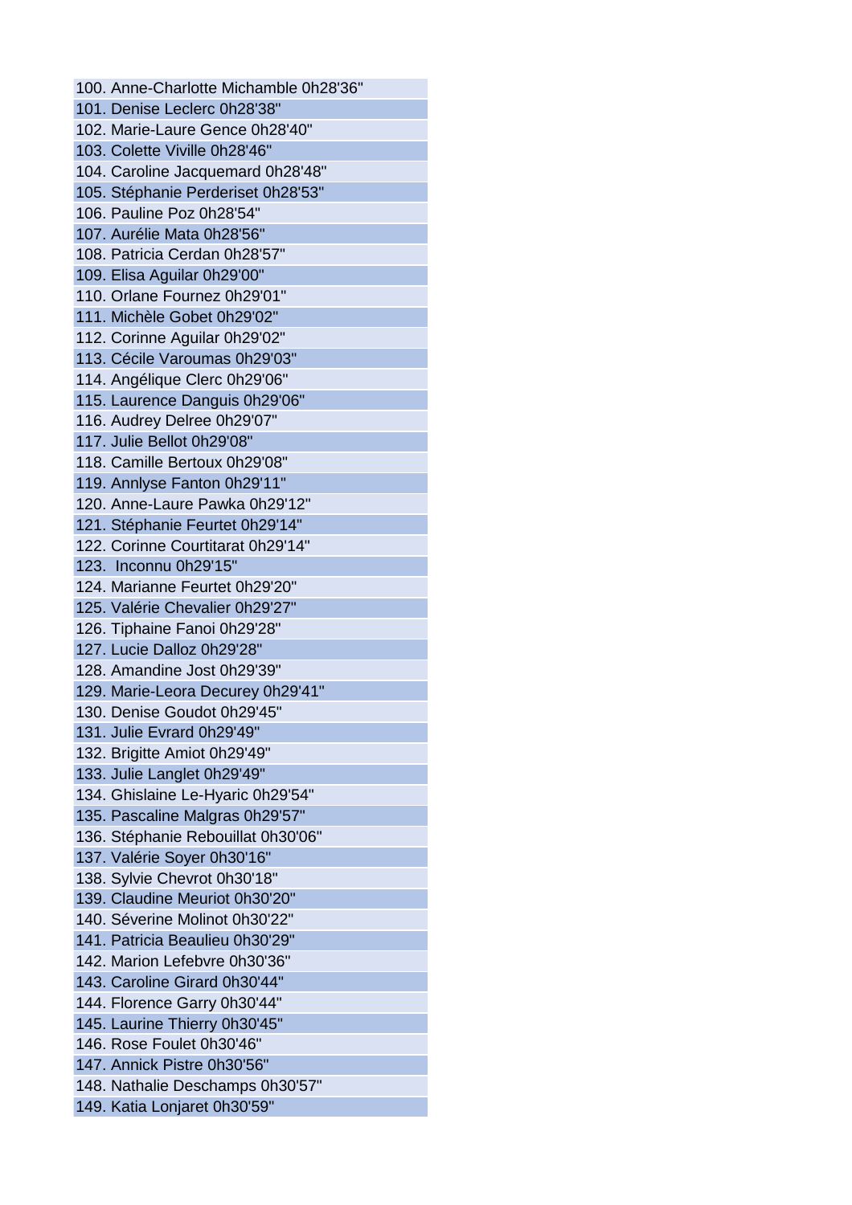100. Anne-Charlotte Michamble 0h28'36"
101. Denise Leclerc 0h28'38"
102. Marie-Laure Gence 0h28'40"
103. Colette Viville 0h28'46"
104. Caroline Jacquemard 0h28'48"
105. Stéphanie Perderiset 0h28'53"
106. Pauline Poz 0h28'54"
107. Aurélie Mata 0h28'56"
108. Patricia Cerdan 0h28'57"
109. Elisa Aguilar 0h29'00"
110. Orlane Fournez 0h29'01"
111. Michèle Gobet 0h29'02"
112. Corinne Aguilar 0h29'02"
113. Cécile Varoumas 0h29'03"
114. Angélique Clerc 0h29'06"
115. Laurence Danguis 0h29'06"
116. Audrey Delree 0h29'07"
117. Julie Bellot 0h29'08"
118. Camille Bertoux 0h29'08"
119. Annlyse Fanton 0h29'11"
120. Anne-Laure Pawka 0h29'12"
121. Stéphanie Feurtet 0h29'14"
122. Corinne Courtitarat 0h29'14"
123. Inconnu 0h29'15"
124. Marianne Feurtet 0h29'20"
125. Valérie Chevalier 0h29'27"
126. Tiphaine Fanoi 0h29'28"
127. Lucie Dalloz 0h29'28"
128. Amandine Jost 0h29'39"
129. Marie-Leora Decurey 0h29'41"
130. Denise Goudot 0h29'45"
131. Julie Evrard 0h29'49"
132. Brigitte Amiot 0h29'49"
133. Julie Langlet 0h29'49"
134. Ghislaine Le-Hyaric 0h29'54"
135. Pascaline Malgras 0h29'57"
136. Stéphanie Rebouillat 0h30'06"
137. Valérie Soyer 0h30'16"
138. Sylvie Chevrot 0h30'18"
139. Claudine Meuriot 0h30'20"
140. Séverine Molinot 0h30'22"
141. Patricia Beaulieu 0h30'29"
142. Marion Lefebvre 0h30'36"
143. Caroline Girard 0h30'44"
144. Florence Garry 0h30'44"
145. Laurine Thierry 0h30'45"
146. Rose Foulet 0h30'46"
147. Annick Pistre 0h30'56"
148. Nathalie Deschamps 0h30'57"
149. Katia Lonjaret 0h30'59"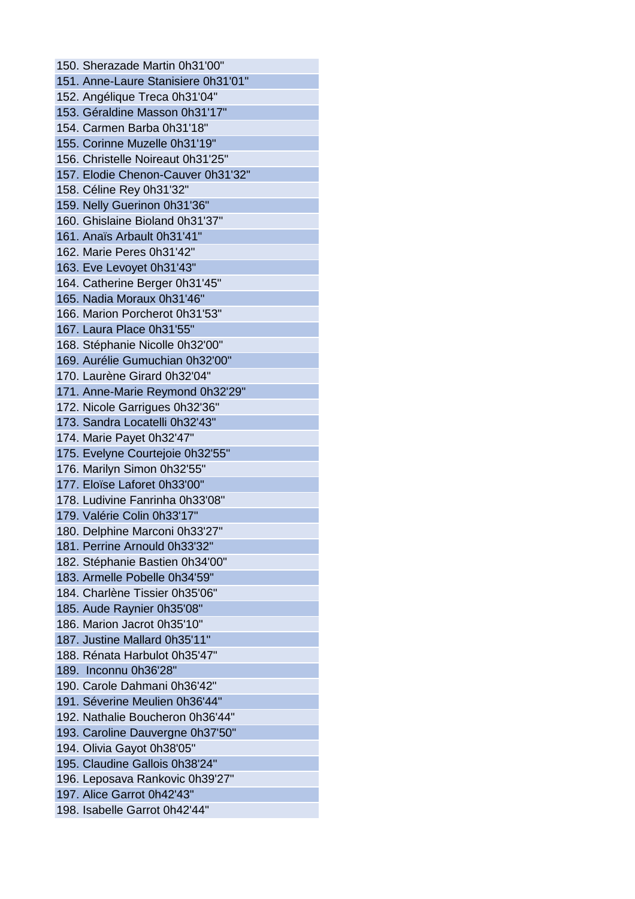| |
|---|
| 150. Sherazade Martin 0h31'00" |
| 151. Anne-Laure Stanisiere 0h31'01" |
| 152. Angélique Treca 0h31'04" |
| 153. Géraldine Masson 0h31'17" |
| 154. Carmen Barba 0h31'18" |
| 155. Corinne Muzelle 0h31'19" |
| 156. Christelle Noireaut 0h31'25" |
| 157. Elodie Chenon-Cauver 0h31'32" |
| 158. Céline Rey 0h31'32" |
| 159. Nelly Guerinon 0h31'36" |
| 160. Ghislaine Bioland 0h31'37" |
| 161. Anaïs Arbault 0h31'41" |
| 162. Marie Peres 0h31'42" |
| 163. Eve Levoyet 0h31'43" |
| 164. Catherine Berger 0h31'45" |
| 165. Nadia Moraux 0h31'46" |
| 166. Marion Porcherot 0h31'53" |
| 167. Laura Place 0h31'55" |
| 168. Stéphanie Nicolle 0h32'00" |
| 169. Aurélie Gumuchian 0h32'00" |
| 170. Laurène Girard 0h32'04" |
| 171. Anne-Marie Reymond 0h32'29" |
| 172. Nicole Garrigues 0h32'36" |
| 173. Sandra Locatelli 0h32'43" |
| 174. Marie Payet 0h32'47" |
| 175. Evelyne Courtejoie 0h32'55" |
| 176. Marilyn Simon 0h32'55" |
| 177. Eloïse Laforet 0h33'00" |
| 178. Ludivine Fanrinha 0h33'08" |
| 179. Valérie Colin 0h33'17" |
| 180. Delphine Marconi 0h33'27" |
| 181. Perrine Arnould 0h33'32" |
| 182. Stéphanie Bastien 0h34'00" |
| 183. Armelle Pobelle 0h34'59" |
| 184. Charlène Tissier 0h35'06" |
| 185. Aude Raynier 0h35'08" |
| 186. Marion Jacrot 0h35'10" |
| 187. Justine Mallard 0h35'11" |
| 188. Rénata Harbulot 0h35'47" |
| 189. Inconnu 0h36'28" |
| 190. Carole Dahmani 0h36'42" |
| 191. Séverine Meulien 0h36'44" |
| 192. Nathalie Boucheron 0h36'44" |
| 193. Caroline Dauvergne 0h37'50" |
| 194. Olivia Gayot 0h38'05" |
| 195. Claudine Gallois 0h38'24" |
| 196. Leposava Rankovic 0h39'27" |
| 197. Alice Garrot 0h42'43" |
| 198. Isabelle Garrot 0h42'44" |